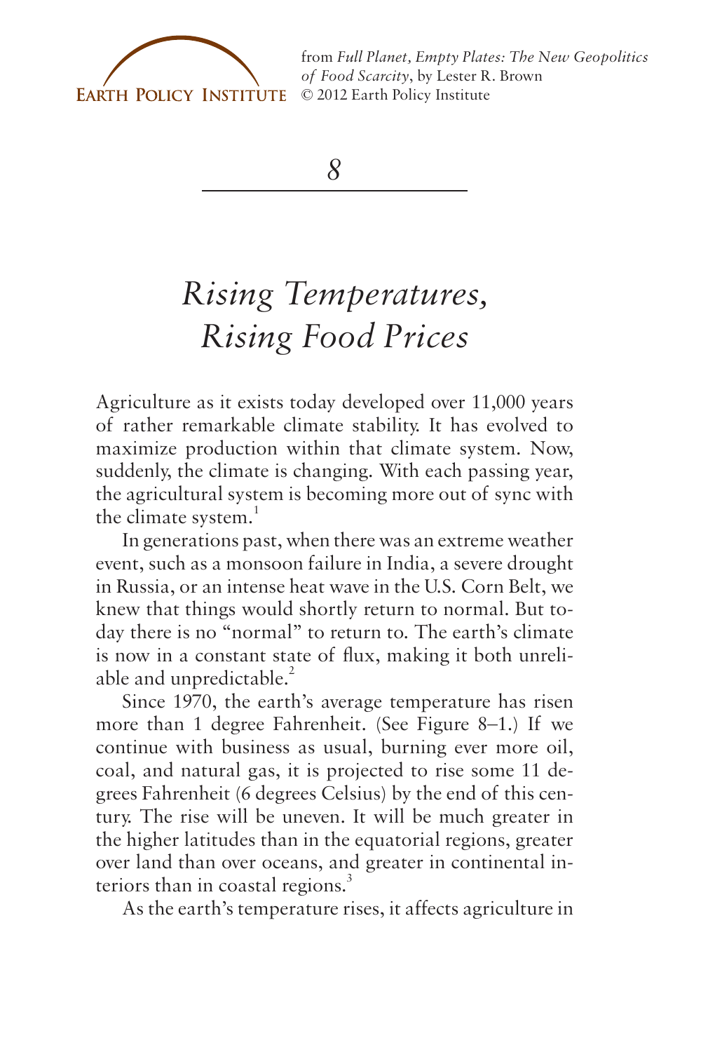from *Full Planet, Empty Plates: The New Geopolitics of Food Scarcity*, by Lester R. Brown
© 2012 Earth Policy Institute

# 8

# *Rising Temperatures, Rising Food Prices*

Agriculture as it exists today developed over 11,000 years of rather remarkable climate stability. It has evolved to maximize production within that climate system. Now, suddenly, the climate is changing. With each passing year, the agricultural system is becoming more out of sync with the climate system.[1]

In generations past, when there was an extreme weather event, such as a monsoon failure in India, a severe drought in Russia, or an intense heat wave in the U.S. Corn Belt, we knew that things would shortly return to normal. But today there is no "normal" to return to. The earth's climate is now in a constant state of flux, making it both unreliable and unpredictable.[2]

Since 1970, the earth's average temperature has risen more than 1 degree Fahrenheit. (See Figure 8–1.) If we continue with business as usual, burning ever more oil, coal, and natural gas, it is projected to rise some 11 degrees Fahrenheit (6 degrees Celsius) by the end of this century. The rise will be uneven. It will be much greater in the higher latitudes than in the equatorial regions, greater over land than over oceans, and greater in continental interiors than in coastal regions.[3]

As the earth's temperature rises, it affects agriculture in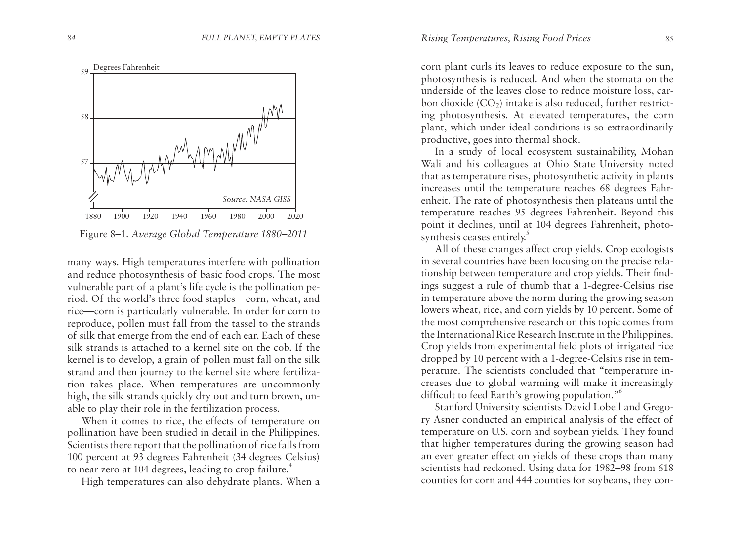Degrees Fahrenheit

59

58

57

Source: NASA GISS

1880 1900 1920 1940 1960 1980 2000 2020

Figure 8–1. *Average Global Temperature 1880–2011*

many ways. High temperatures interfere with pollination and reduce photosynthesis of basic food crops. The most vulnerable part of a plant's life cycle is the pollination period. Of the world's three food staples—corn, wheat, and rice—corn is particularly vulnerable. In order for corn to reproduce, pollen must fall from the tassel to the strands of silk that emerge from the end of each ear. Each of these silk strands is attached to a kernel site on the cob. If the kernel is to develop, a grain of pollen must fall on the silk strand and then journey to the kernel site where fertilization takes place. When temperatures are uncommonly high, the silk strands quickly dry out and turn brown, unable to play their role in the fertilization process.

When it comes to rice, the effects of temperature on pollination have been studied in detail in the Philippines. Scientists there report that the pollination of rice falls from 100 percent at 93 degrees Fahrenheit (34 degrees Celsius) to near zero at 104 degrees, leading to crop failure.[4]

High temperatures can also dehydrate plants. When a corn plant curls its leaves to reduce exposure to the sun, photosynthesis is reduced. And when the stomata on the underside of the leaves close to reduce moisture loss, carbon dioxide ($CO_2$) intake is also reduced, further restricting photosynthesis. At elevated temperatures, the corn plant, which under ideal conditions is so extraordinarily productive, goes into thermal shock.

In a study of local ecosystem sustainability, Mohan Wali and his colleagues at Ohio State University noted that as temperature rises, photosynthetic activity in plants increases until the temperature reaches 68 degrees Fahrenheit. The rate of photosynthesis then plateaus until the temperature reaches 95 degrees Fahrenheit. Beyond this point it declines, until at 104 degrees Fahrenheit, photosynthesis ceases entirely.[5]

All of these changes affect crop yields. Crop ecologists in several countries have been focusing on the precise relationship between temperature and crop yields. Their findings suggest a rule of thumb that a 1-degree-Celsius rise in temperature above the norm during the growing season lowers wheat, rice, and corn yields by 10 percent. Some of the most comprehensive research on this topic comes from the International Rice Research Institute in the Philippines. Crop yields from experimental field plots of irrigated rice dropped by 10 percent with a 1-degree-Celsius rise in temperature. The scientists concluded that "temperature increases due to global warming will make it increasingly difficult to feed Earth's growing population."[6]

Stanford University scientists David Lobell and Gregory Asner conducted an empirical analysis of the effect of temperature on U.S. corn and soybean yields. They found that higher temperatures during the growing season had an even greater effect on yields of these crops than many scientists had reckoned. Using data for 1982–98 from 618 counties for corn and 444 counties for soybeans, they con-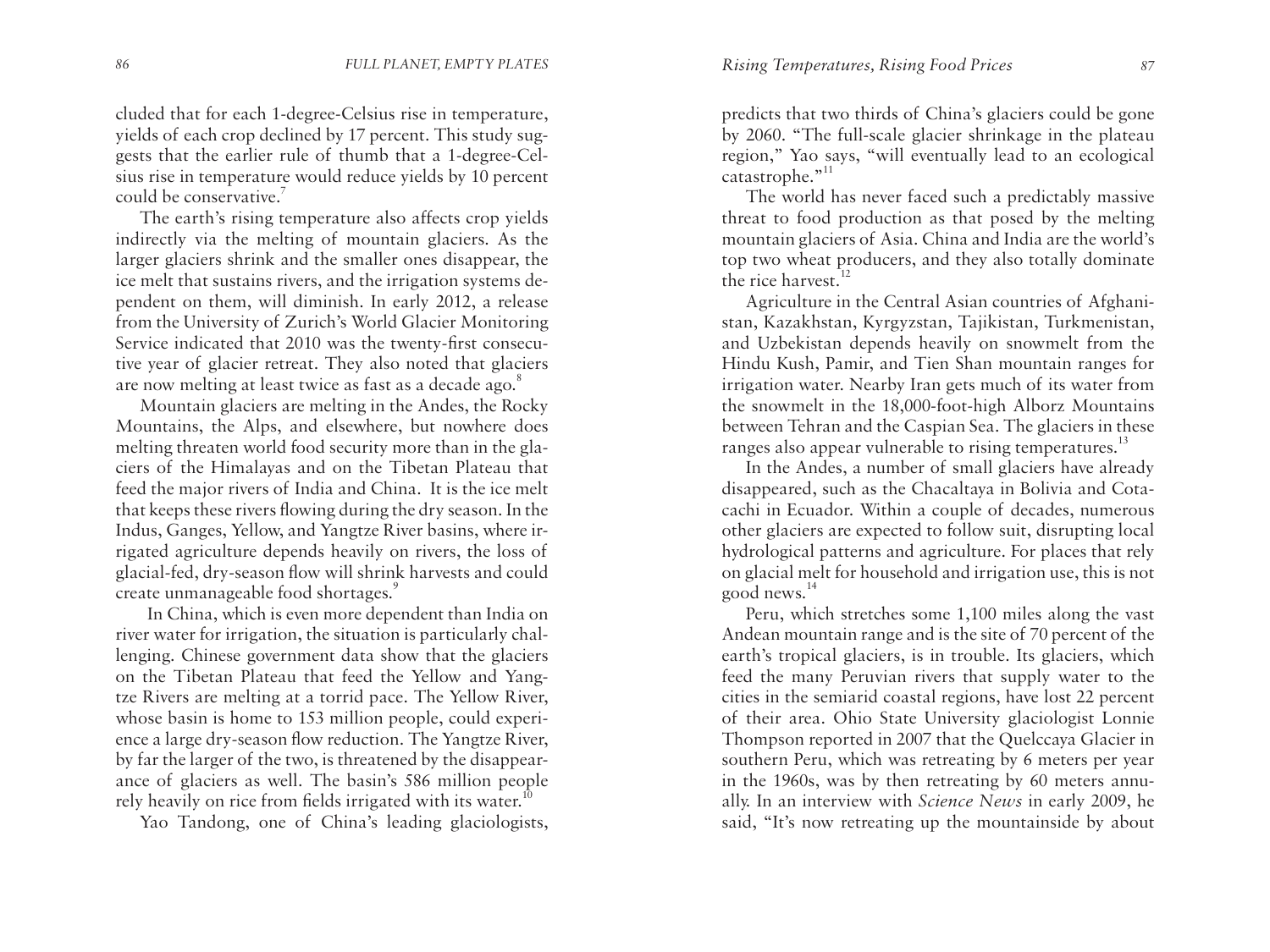cluded that for each 1-degree-Celsius rise in temperature, yields of each crop declined by 17 percent. This study suggests that the earlier rule of thumb that a 1-degree-Celsius rise in temperature would reduce yields by 10 percent could be conservative.[7]

The earth's rising temperature also affects crop yields indirectly via the melting of mountain glaciers. As the larger glaciers shrink and the smaller ones disappear, the ice melt that sustains rivers, and the irrigation systems dependent on them, will diminish. In early 2012, a release from the University of Zurich's World Glacier Monitoring Service indicated that 2010 was the twenty-first consecutive year of glacier retreat. They also noted that glaciers are now melting at least twice as fast as a decade ago.[8]

Mountain glaciers are melting in the Andes, the Rocky Mountains, the Alps, and elsewhere, but nowhere does melting threaten world food security more than in the glaciers of the Himalayas and on the Tibetan Plateau that feed the major rivers of India and China. It is the ice melt that keeps these rivers flowing during the dry season. In the Indus, Ganges, Yellow, and Yangtze River basins, where irrigated agriculture depends heavily on rivers, the loss of glacial-fed, dry-season flow will shrink harvests and could create unmanageable food shortages.[9]

In China, which is even more dependent than India on river water for irrigation, the situation is particularly challenging. Chinese government data show that the glaciers on the Tibetan Plateau that feed the Yellow and Yangtze Rivers are melting at a torrid pace. The Yellow River, whose basin is home to 153 million people, could experience a large dry-season flow reduction. The Yangtze River, by far the larger of the two, is threatened by the disappearance of glaciers as well. The basin's 586 million people rely heavily on rice from fields irrigated with its water.[10]

Yao Tandong, one of China's leading glaciologists, predicts that two thirds of China's glaciers could be gone by 2060. "The full-scale glacier shrinkage in the plateau region," Yao says, "will eventually lead to an ecological catastrophe."[11]

The world has never faced such a predictably massive threat to food production as that posed by the melting mountain glaciers of Asia. China and India are the world's top two wheat producers, and they also totally dominate the rice harvest.[12]

Agriculture in the Central Asian countries of Afghanistan, Kazakhstan, Kyrgyzstan, Tajikistan, Turkmenistan, and Uzbekistan depends heavily on snowmelt from the Hindu Kush, Pamir, and Tien Shan mountain ranges for irrigation water. Nearby Iran gets much of its water from the snowmelt in the 18,000-foot-high Alborz Mountains between Tehran and the Caspian Sea. The glaciers in these ranges also appear vulnerable to rising temperatures.[13]

In the Andes, a number of small glaciers have already disappeared, such as the Chacaltaya in Bolivia and Cotacachi in Ecuador. Within a couple of decades, numerous other glaciers are expected to follow suit, disrupting local hydrological patterns and agriculture. For places that rely on glacial melt for household and irrigation use, this is not good news.[14]

Peru, which stretches some 1,100 miles along the vast Andean mountain range and is the site of 70 percent of the earth's tropical glaciers, is in trouble. Its glaciers, which feed the many Peruvian rivers that supply water to the cities in the semiarid coastal regions, have lost 22 percent of their area. Ohio State University glaciologist Lonnie Thompson reported in 2007 that the Quelccaya Glacier in southern Peru, which was retreating by 6 meters per year in the 1960s, was by then retreating by 60 meters annually. In an interview with *Science News* in early 2009, he said, "It's now retreating up the mountainside by about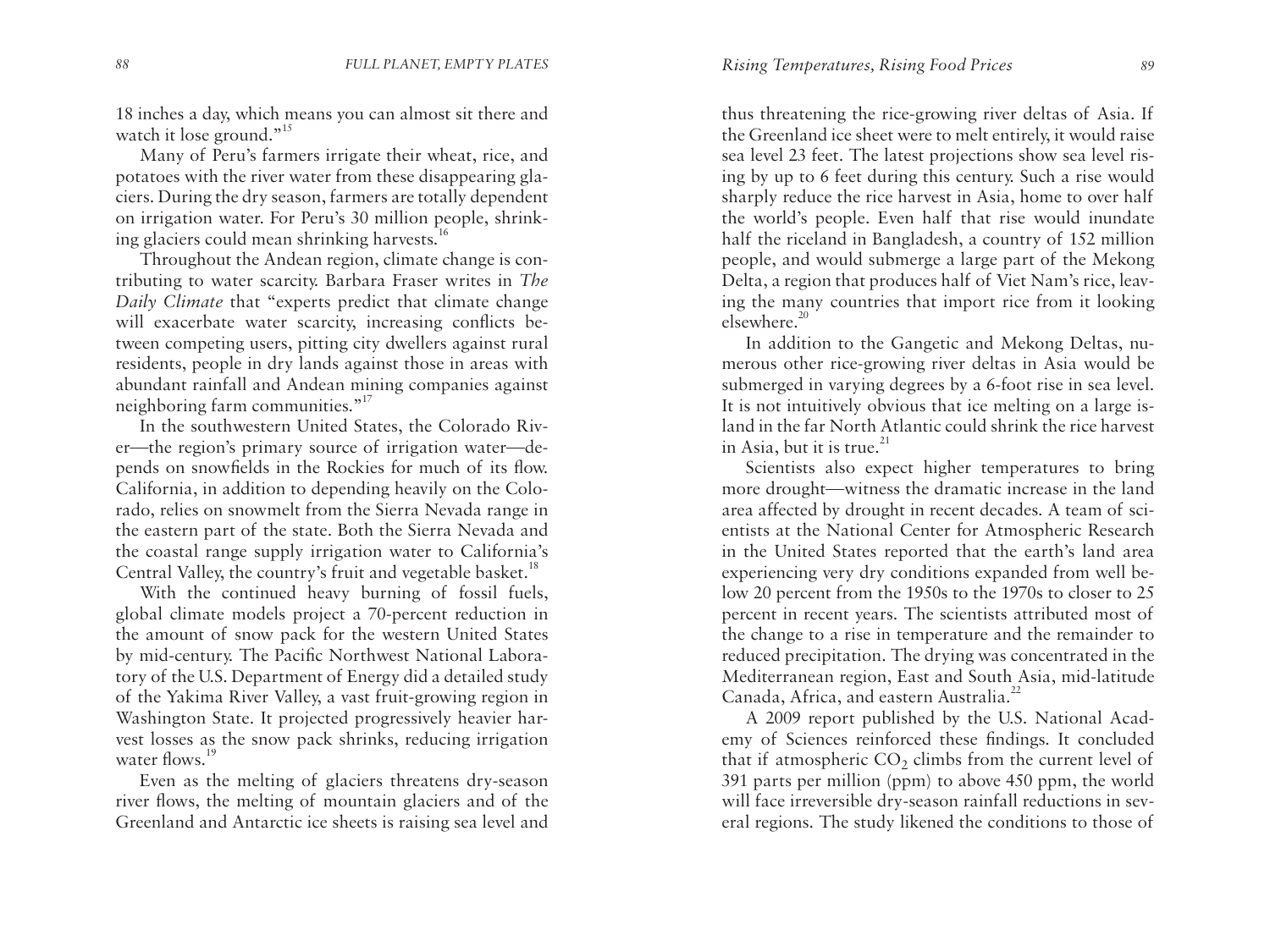18 inches a day, which means you can almost sit there and watch it lose ground."[15]

Many of Peru's farmers irrigate their wheat, rice, and potatoes with the river water from these disappearing glaciers. During the dry season, farmers are totally dependent on irrigation water. For Peru's 30 million people, shrinking glaciers could mean shrinking harvests.[16]

Throughout the Andean region, climate change is contributing to water scarcity. Barbara Fraser writes in *The Daily Climate* that "experts predict that climate change will exacerbate water scarcity, increasing conflicts between competing users, pitting city dwellers against rural residents, people in dry lands against those in areas with abundant rainfall and Andean mining companies against neighboring farm communities."[17]

In the southwestern United States, the Colorado River—the region's primary source of irrigation water—depends on snowfields in the Rockies for much of its flow. California, in addition to depending heavily on the Colorado, relies on snowmelt from the Sierra Nevada range in the eastern part of the state. Both the Sierra Nevada and the coastal range supply irrigation water to California's Central Valley, the country's fruit and vegetable basket.[18]

With the continued heavy burning of fossil fuels, global climate models project a 70-percent reduction in the amount of snow pack for the western United States by mid-century. The Pacific Northwest National Laboratory of the U.S. Department of Energy did a detailed study of the Yakima River Valley, a vast fruit-growing region in Washington State. It projected progressively heavier harvest losses as the snow pack shrinks, reducing irrigation water flows.[19]

Even as the melting of glaciers threatens dry-season river flows, the melting of mountain glaciers and of the Greenland and Antarctic ice sheets is raising sea level and thus threatening the rice-growing river deltas of Asia. If the Greenland ice sheet were to melt entirely, it would raise sea level 23 feet. The latest projections show sea level rising by up to 6 feet during this century. Such a rise would sharply reduce the rice harvest in Asia, home to over half the world's people. Even half that rise would inundate half the riceland in Bangladesh, a country of 152 million people, and would submerge a large part of the Mekong Delta, a region that produces half of Viet Nam's rice, leaving the many countries that import rice from it looking elsewhere.[20]

In addition to the Gangetic and Mekong Deltas, numerous other rice-growing river deltas in Asia would be submerged in varying degrees by a 6-foot rise in sea level. It is not intuitively obvious that ice melting on a large island in the far North Atlantic could shrink the rice harvest in Asia, but it is true.[21]

Scientists also expect higher temperatures to bring more drought—witness the dramatic increase in the land area affected by drought in recent decades. A team of scientists at the National Center for Atmospheric Research in the United States reported that the earth's land area experiencing very dry conditions expanded from well below 20 percent from the 1950s to the 1970s to closer to 25 percent in recent years. The scientists attributed most of the change to a rise in temperature and the remainder to reduced precipitation. The drying was concentrated in the Mediterranean region, East and South Asia, mid-latitude Canada, Africa, and eastern Australia.[22]

A 2009 report published by the U.S. National Academy of Sciences reinforced these findings. It concluded that if atmospheric $CO_2$ climbs from the current level of 391 parts per million (ppm) to above 450 ppm, the world will face irreversible dry-season rainfall reductions in several regions. The study likened the conditions to those of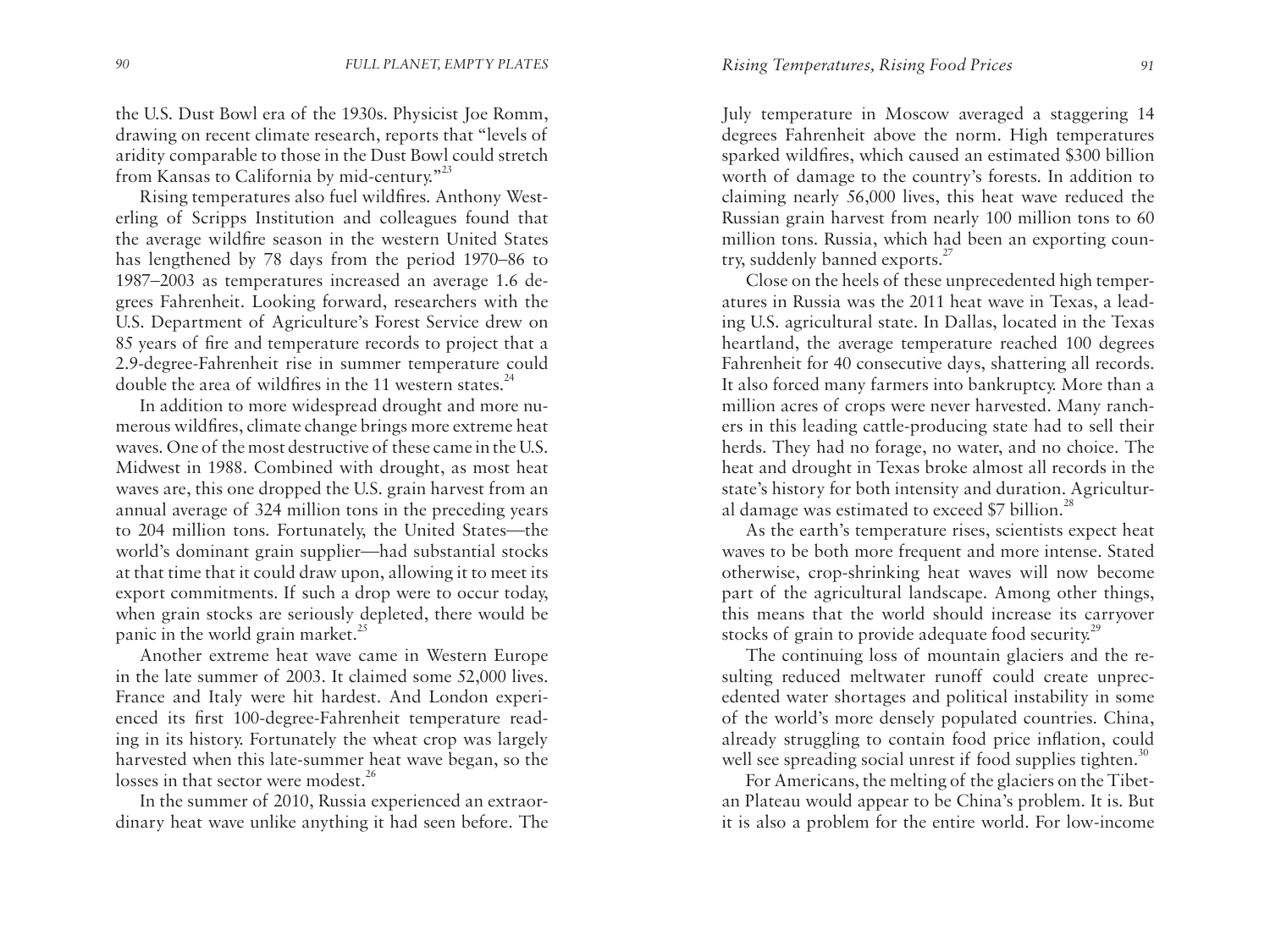the U.S. Dust Bowl era of the 1930s. Physicist Joe Romm, drawing on recent climate research, reports that "levels of aridity comparable to those in the Dust Bowl could stretch from Kansas to California by mid-century."[23]

Rising temperatures also fuel wildfires. Anthony Westerling of Scripps Institution and colleagues found that the average wildfire season in the western United States has lengthened by 78 days from the period 1970–86 to 1987–2003 as temperatures increased an average 1.6 degrees Fahrenheit. Looking forward, researchers with the U.S. Department of Agriculture's Forest Service drew on 85 years of fire and temperature records to project that a 2.9-degree-Fahrenheit rise in summer temperature could double the area of wildfires in the 11 western states.[24]

In addition to more widespread drought and more numerous wildfires, climate change brings more extreme heat waves. One of the most destructive of these came in the U.S. Midwest in 1988. Combined with drought, as most heat waves are, this one dropped the U.S. grain harvest from an annual average of 324 million tons in the preceding years to 204 million tons. Fortunately, the United States—the world's dominant grain supplier—had substantial stocks at that time that it could draw upon, allowing it to meet its export commitments. If such a drop were to occur today, when grain stocks are seriously depleted, there would be panic in the world grain market.[25]

Another extreme heat wave came in Western Europe in the late summer of 2003. It claimed some 52,000 lives. France and Italy were hit hardest. And London experienced its first 100-degree-Fahrenheit temperature reading in its history. Fortunately the wheat crop was largely harvested when this late-summer heat wave began, so the losses in that sector were modest.[26]

In the summer of 2010, Russia experienced an extraordinary heat wave unlike anything it had seen before. The July temperature in Moscow averaged a staggering 14 degrees Fahrenheit above the norm. High temperatures sparked wildfires, which caused an estimated $300 billion worth of damage to the country's forests. In addition to claiming nearly 56,000 lives, this heat wave reduced the Russian grain harvest from nearly 100 million tons to 60 million tons. Russia, which had been an exporting country, suddenly banned exports.[27]

Close on the heels of these unprecedented high temperatures in Russia was the 2011 heat wave in Texas, a leading U.S. agricultural state. In Dallas, located in the Texas heartland, the average temperature reached 100 degrees Fahrenheit for 40 consecutive days, shattering all records. It also forced many farmers into bankruptcy. More than a million acres of crops were never harvested. Many ranchers in this leading cattle-producing state had to sell their herds. They had no forage, no water, and no choice. The heat and drought in Texas broke almost all records in the state's history for both intensity and duration. Agricultural damage was estimated to exceed $7 billion.[28]

As the earth's temperature rises, scientists expect heat waves to be both more frequent and more intense. Stated otherwise, crop-shrinking heat waves will now become part of the agricultural landscape. Among other things, this means that the world should increase its carryover stocks of grain to provide adequate food security.[29]

The continuing loss of mountain glaciers and the resulting reduced meltwater runoff could create unprecedented water shortages and political instability in some of the world's more densely populated countries. China, already struggling to contain food price inflation, could well see spreading social unrest if food supplies tighten.[30]

For Americans, the melting of the glaciers on the Tibetan Plateau would appear to be China's problem. It is. But it is also a problem for the entire world. For low-income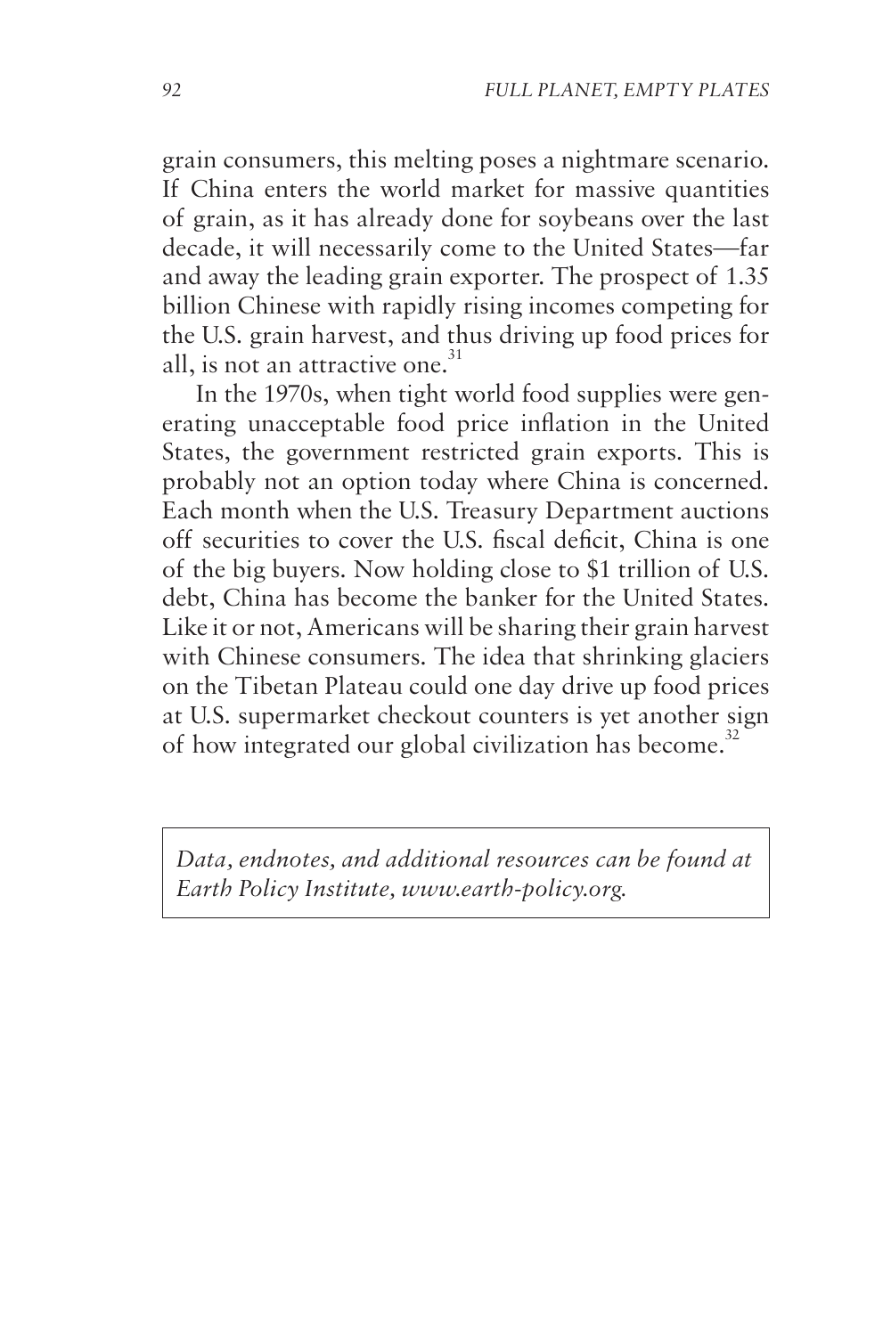grain consumers, this melting poses a nightmare scenario. If China enters the world market for massive quantities of grain, as it has already done for soybeans over the last decade, it will necessarily come to the United States—far and away the leading grain exporter. The prospect of 1.35 billion Chinese with rapidly rising incomes competing for the U.S. grain harvest, and thus driving up food prices for all, is not an attractive one.[31]

In the 1970s, when tight world food supplies were generating unacceptable food price inflation in the United States, the government restricted grain exports. This is probably not an option today where China is concerned. Each month when the U.S. Treasury Department auctions off securities to cover the U.S. fiscal deficit, China is one of the big buyers. Now holding close to $1 trillion of U.S. debt, China has become the banker for the United States. Like it or not, Americans will be sharing their grain harvest with Chinese consumers. The idea that shrinking glaciers on the Tibetan Plateau could one day drive up food prices at U.S. supermarket checkout counters is yet another sign of how integrated our global civilization has become.[32]

*Data, endnotes, and additional resources can be found at Earth Policy Institute, www.earth-policy.org.*